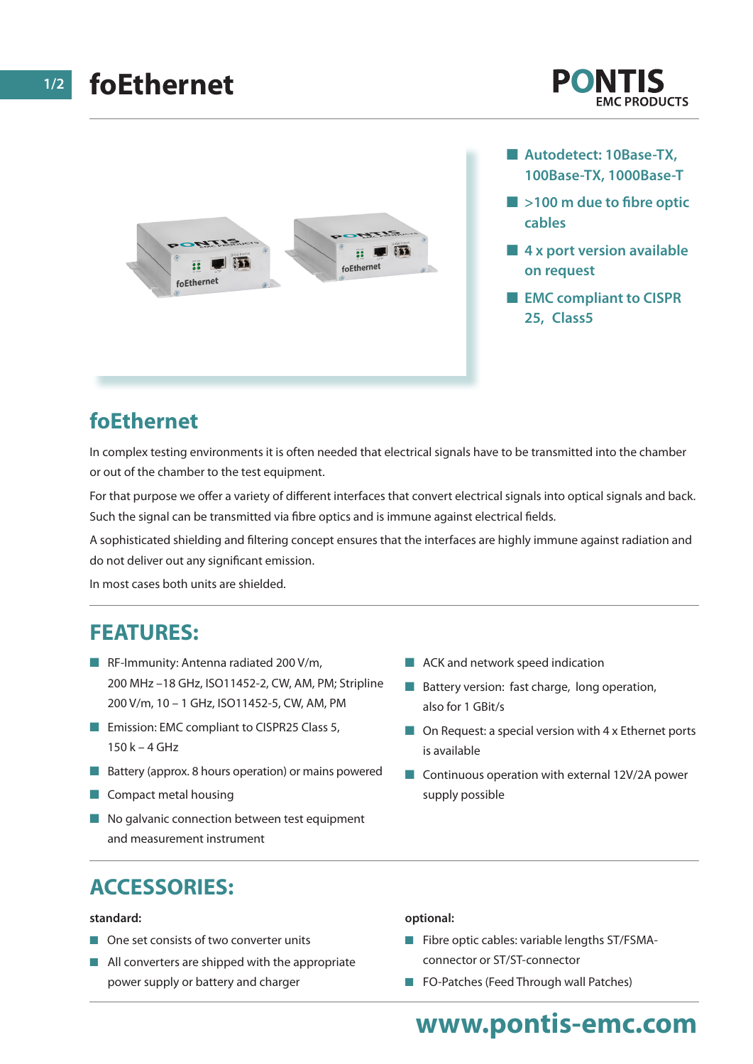# foEthernet

PONTIS EMC PRODUCTS

- Autodetect: 10Base-TX, 100Base-TX, 1000Base-T
- >100 m due to fibre optic cables
- 4 x port version available on request
- EMC compliant to CISPR 25, Class5

## foEthernet

In complex testing environments it is often needed that electrical signals have to be transmitted into the chamber or out of the chamber to the test equipment.

For that purpose we offer a variety of different interfaces that convert electrical signals into optical signals and back. Such the signal can be transmitted via fibre optics and is immune against electrical fields.

A sophisticated shielding and filtering concept ensures that the interfaces are highly immune against radiation and do not deliver out any significant emission.

In most cases both units are shielded.

## FEATURES:

- RF-Immunity: Antenna radiated 200 V/m, 200 MHz –18 GHz, ISO11452-2, CW, AM, PM; Stripline 200 V/m, 10 – 1 GHz, ISO11452-5, CW, AM, PM
- Emission: EMC compliant to CISPR25 Class 5, 150 k – 4 GHz
- Battery (approx. 8 hours operation) or mains powered
- Compact metal housing
- No galvanic connection between test equipment and measurement instrument
- ACK and network speed indication
- Battery version: fast charge, long operation, also for 1 GBit/s
- On Request: a special version with 4 x Ethernet ports is available
- Continuous operation with external 12V/2A power supply possible

## ACCESSORIES:

**standard:**

- One set consists of two converter units
- All converters are shipped with the appropriate power supply or battery and charger

**optional:**

- Fibre optic cables: variable lengths ST/FSMA-connector or ST/ST-connector
- FO-Patches (Feed Through wall Patches)

www.pontis-emc.com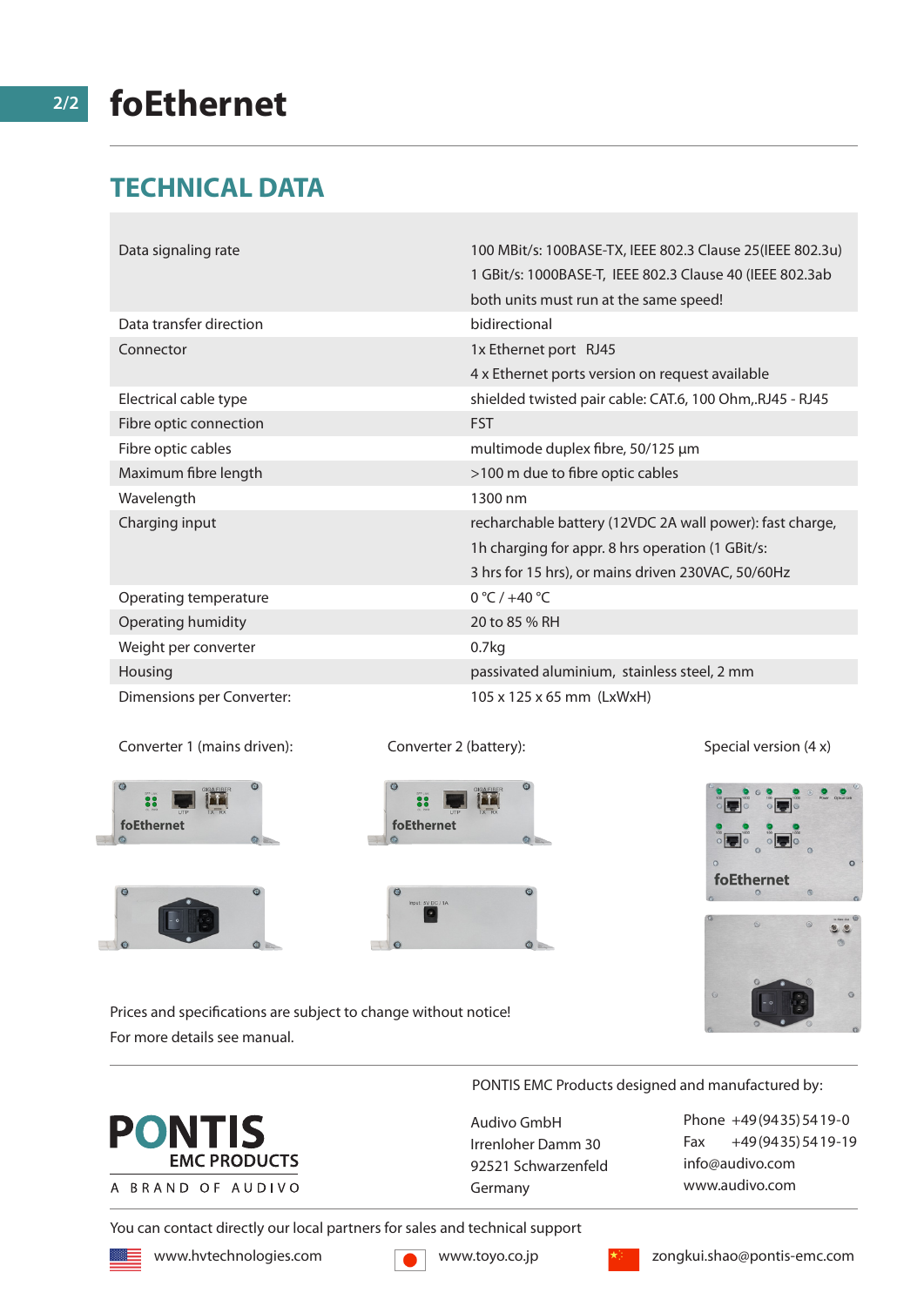# foEthernet

## TECHNICAL DATA

| | |
|---|---|
| Data signaling rate | 100 MBit/s: 100BASE-TX, IEEE 802.3 Clause 25(IEEE 802.3u)<br>1 GBit/s: 1000BASE-T, IEEE 802.3 Clause 40 (IEEE 802.3ab<br>both units must run at the same speed! |
| Data transfer direction | bidirectional |
| Connector | 1x Ethernet port RJ45<br>4 x Ethernet ports version on request available |
| Electrical cable type | shielded twisted pair cable: CAT.6, 100 Ohm,.RJ45 - RJ45 |
| Fibre optic connection | FST |
| Fibre optic cables | multimode duplex fibre, 50/125 µm |
| Maximum fibre length | >100 m due to fibre optic cables |
| Wavelength | 1300 nm |
| Charging input | recharchable battery (12VDC 2A wall power): fast charge,<br>1h charging for appr. 8 hrs operation (1 GBit/s:<br>3 hrs for 15 hrs), or mains driven 230VAC, 50/60Hz |
| Operating temperature | 0 °C / +40 °C |
| Operating humidity | 20 to 85 % RH |
| Weight per converter | 0.7kg |
| Housing | passivated aluminium, stainless steel, 2 mm |
| Dimensions per Converter: | 105 x 125 x 65 mm (LxWxH) |

Converter 1 (mains driven):

Converter 2 (battery):

Special version (4 x)

Prices and specifications are subject to change without notice!
For more details see manual.

PONTIS EMC Products designed and manufactured by:

PONTIS
EMC PRODUCTS
A BRAND OF AUDIVO

Audivo GmbH
Irrenloher Damm 30
92521 Schwarzenfeld
Germany

Phone +49 (9435) 5419-0
Fax +49 (9435) 5419-19
info@audivo.com
www.audivo.com

You can contact directly our local partners for sales and technical support

www.hvtechnologies.com

www.toyo.co.jp

zongkui.shao@pontis-emc.com